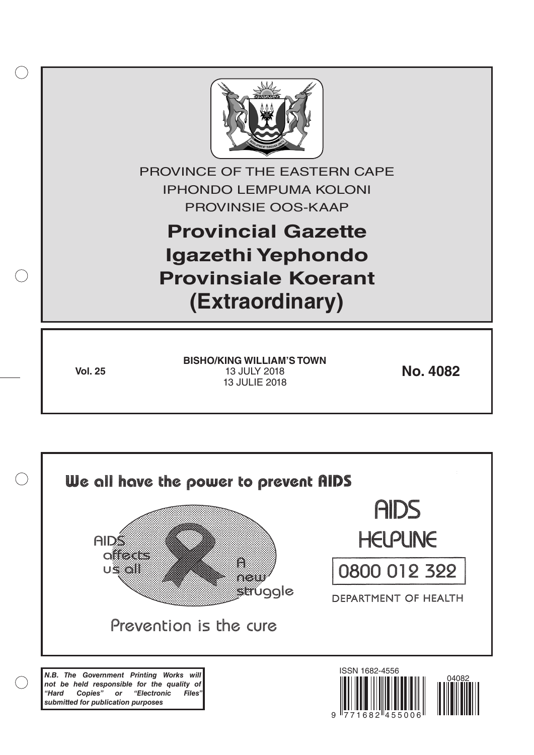PROVINCE OF THE EASTERN CAPE
IPHONDO LEMPUMA KOLONI
PROVINSIE OOS-KAAP

# Provincial Gazette
# Igazethi Yephondo
# Provinsiale Koerant
# (Extraordinary)

**Vol. 25**

**BISHO/KING WILLIAM'S TOWN**
13 JULY 2018
13 JULIE 2018

**No. 4082**

We all have the power to prevent AIDS

AIDS affects us all

A new struggle

Prevention is the cure

AIDS HELPLINE

0800 012 322

DEPARTMENT OF HEALTH

***N.B. The Government Printing Works will not be held responsible for the quality of "Hard Copies" or "Electronic Files" submitted for publication purposes***

ISSN 1682-4556

04082

9 771682 455006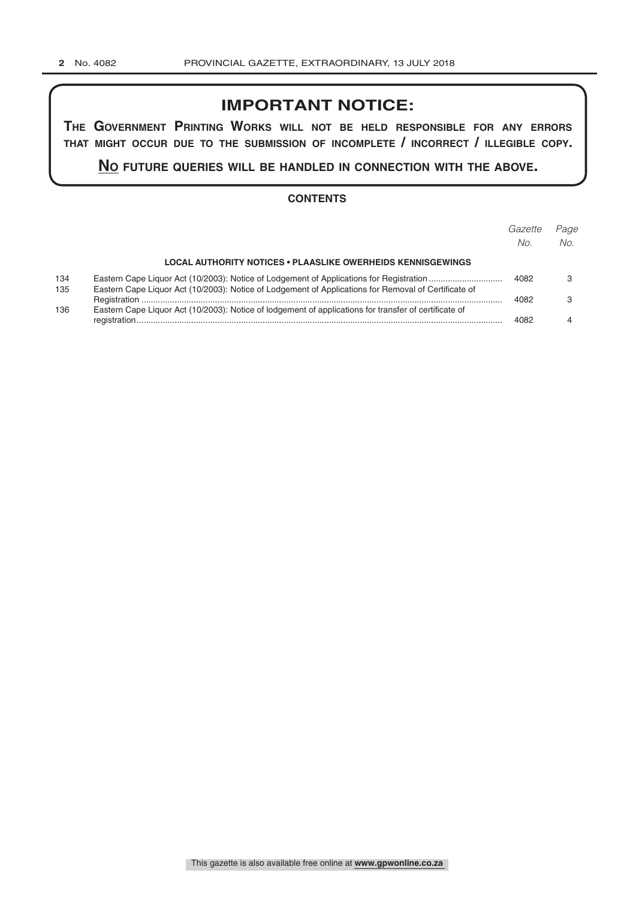# IMPORTANT NOTICE:

**THE GOVERNMENT PRINTING WORKS WILL NOT BE HELD RESPONSIBLE FOR ANY ERRORS THAT MIGHT OCCUR DUE TO THE SUBMISSION OF INCOMPLETE / INCORRECT / ILLEGIBLE COPY.**

**NO FUTURE QUERIES WILL BE HANDLED IN CONNECTION WITH THE ABOVE.**

## CONTENTS

| | | *Gazette No.* | *Page No.* |
|---|---|---|---|
| | **LOCAL AUTHORITY NOTICES • PLAASLIKE OWERHEIDS KENNISGEWINGS** | | |
| 134 | Eastern Cape Liquor Act (10/2003): Notice of Lodgement of Applications for Registration | 4082 | 3 |
| 135 | Eastern Cape Liquor Act (10/2003): Notice of Lodgement of Applications for Removal of Certificate of Registration | 4082 | 3 |
| 136 | Eastern Cape Liquor Act (10/2003): Notice of lodgement of applications for transfer of certificate of registration | 4082 | 4 |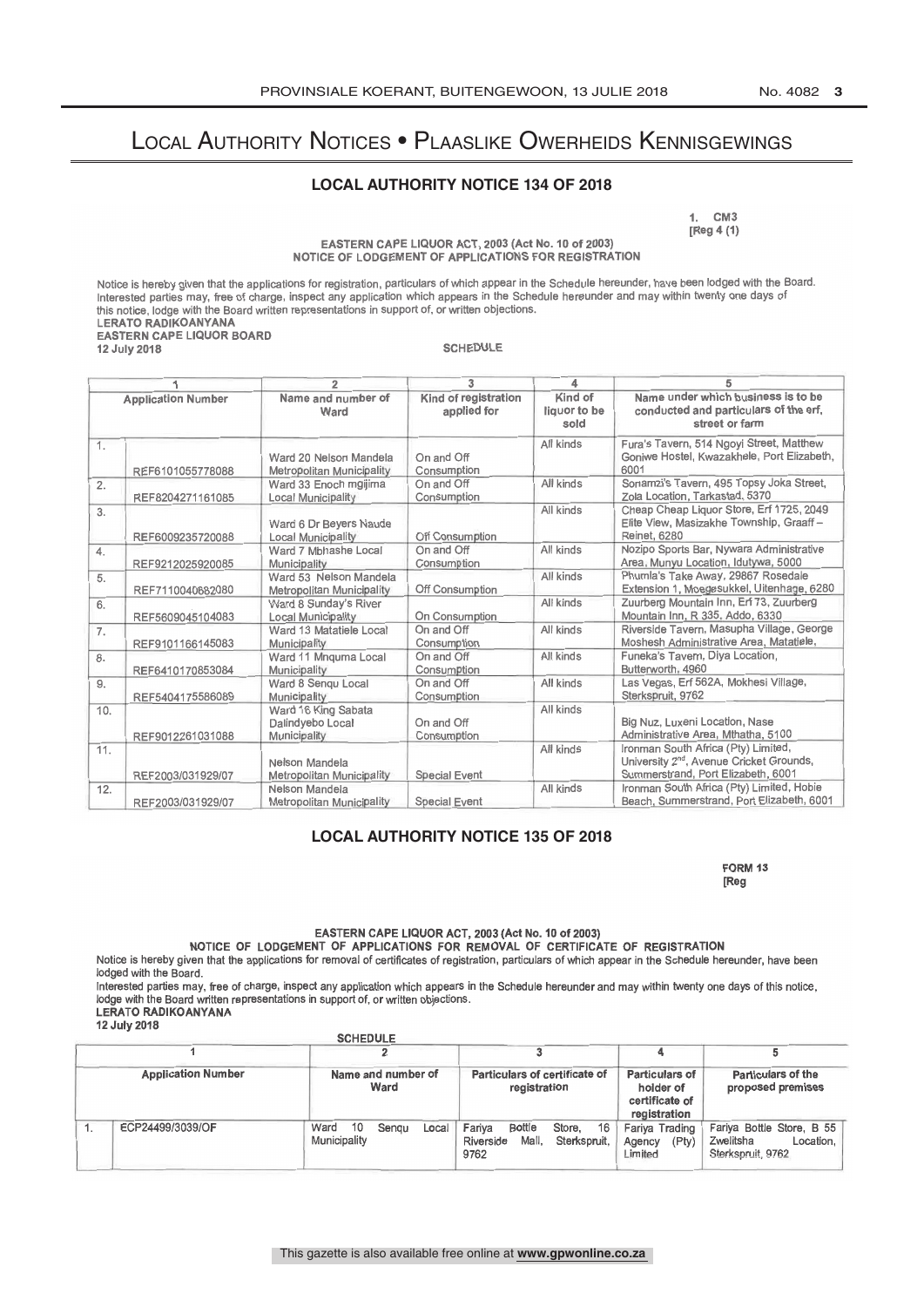# Local Authority Notices • Plaaslike Owerheids Kennisgewings

## LOCAL AUTHORITY NOTICE 134 OF 2018

1. CM3
[Reg 4 (1)

EASTERN CAPE LIQUOR ACT, 2003 (Act No. 10 of 2003)
NOTICE OF LODGEMENT OF APPLICATIONS FOR REGISTRATION

Notice is hereby given that the applications for registration, particulars of which appear in the Schedule hereunder, have been lodged with the Board. Interested parties may, free of charge, inspect any application which appears in the Schedule hereunder and may within twenty one days of this notice, lodge with the Board written representations in support of, or written objections.

**LERATO RADIKOANYANA**
**EASTERN CAPE LIQUOR BOARD**
**12 July 2018**

SCHEDULE

| 1 | | 2 | 3 | 4 | 5 |
|---|---|---|---|---|---|
| Application Number | | Name and number of Ward | Kind of registration applied for | Kind of liquor to be sold | Name under which business is to be conducted and particulars of the erf, street or farm |
| 1. | REF6101055778088 | Ward 20 Nelson Mandela Metropolitan Municipality | On and Off Consumption | All kinds | Fura's Tavern, 514 Ngoyi Street, Matthew Goniwe Hostel, Kwazakhele, Port Elizabeth, 6001 |
| 2. | REF8204271161085 | Ward 33 Enoch mgijima Local Municipality | On and Off Consumption | All kinds | Sonamzi's Tavern, 495 Topsy Joka Street, Zola Location, Tarkastad, 5370 |
| 3. | REF6009235720088 | Ward 6 Dr Beyers Naude Local Municipality | Off Consumption | All kinds | Cheap Cheap Liquor Store, Erf 1725, 2049 Elite View, Masizakhe Township, Graaff – Reinet, 6280 |
| 4. | REF9212025920085 | Ward 7 Mbhashe Local Municipality | On and Off Consumption | All kinds | Nozipo Sports Bar, Nywara Administrative Area, Munyu Location, Idutywa, 5000 |
| 5. | REF7110040682080 | Ward 53 Nelson Mandela Metropolitan Municipality | Off Consumption | All kinds | Phumla's Take Away, 29867 Rosedale Extension 1, Moegesukkel, Uitenhage, 6280 |
| 6. | REF5609045104083 | Ward 8 Sunday's River Local Municipality | On Consumption | All kinds | Zuurberg Mountain Inn, Erf 73, Zuurberg Mountain Inn, R 335, Addo, 6330 |
| 7. | REF9101166145083 | Ward 13 Matatiele Local Municipality | On and Off Consumption | All kinds | Riverside Tavern, Masupha Village, George Moshesh Administrative Area, Matatiele, |
| 8. | REF6410170853084 | Ward 11 Mnquma Local Municipality | On and Off Consumption | All kinds | Funeka's Tavern, Diya Location, Butterworth, 4960 |
| 9. | REF5404175586089 | Ward 8 Senqu Local Municipality | On and Off Consumption | All kinds | Las Vegas, Erf 562A, Mokhesi Village, Sterkspruit, 9762 |
| 10. | REF9012261031088 | Ward 16 King Sabata Dalindyebo Local Municipality | On and Off Consumption | All kinds | Big Nuz, Luxeni Location, Nase Administrative Area, Mthatha, 5100 |
| 11. | REF2003/031929/07 | Nelson Mandela Metropolitan Municipality | Special Event | All kinds | Ironman South Africa (Pty) Limited, University 2nd, Avenue Cricket Grounds, Summerstrand, Port Elizabeth, 6001 |
| 12. | REF2003/031929/07 | Nelson Mandela Metropolitan Municipality | Special Event | All kinds | Ironman South Africa (Pty) Limited, Hobie Beach, Summerstrand, Port Elizabeth, 6001 |

## LOCAL AUTHORITY NOTICE 135 OF 2018

FORM 13
[Reg

EASTERN CAPE LIQUOR ACT, 2003 (Act No. 10 of 2003)
NOTICE OF LODGEMENT OF APPLICATIONS FOR REMOVAL OF CERTIFICATE OF REGISTRATION

Notice is hereby given that the applications for removal of certificates of registration, particulars of which appear in the Schedule hereunder, have been lodged with the Board.

Interested parties may, free of charge, inspect any application which appears in the Schedule hereunder and may within twenty one days of this notice, lodge with the Board written representations in support of, or written objections.

**LERATO RADIKOANYANA**
**12 July 2018**

SCHEDULE

| 1 | | 2 | 3 | 4 | 5 |
|---|---|---|---|---|---|
| Application Number | | Name and number of Ward | Particulars of certificate of registration | Particulars of holder of certificate of registration | Particulars of the proposed premises |
| 1. | ECP24499/3039/OF | Ward 10 Senqu Local Municipality | Fariya Bottle Store, 16 Riverside Mall, Sterkspruit, 9762 | Fariya Trading Agency (Pty) Limited | Fariya Bottle Store, B 55 Zwelitsha Location, Sterkspruit, 9762 |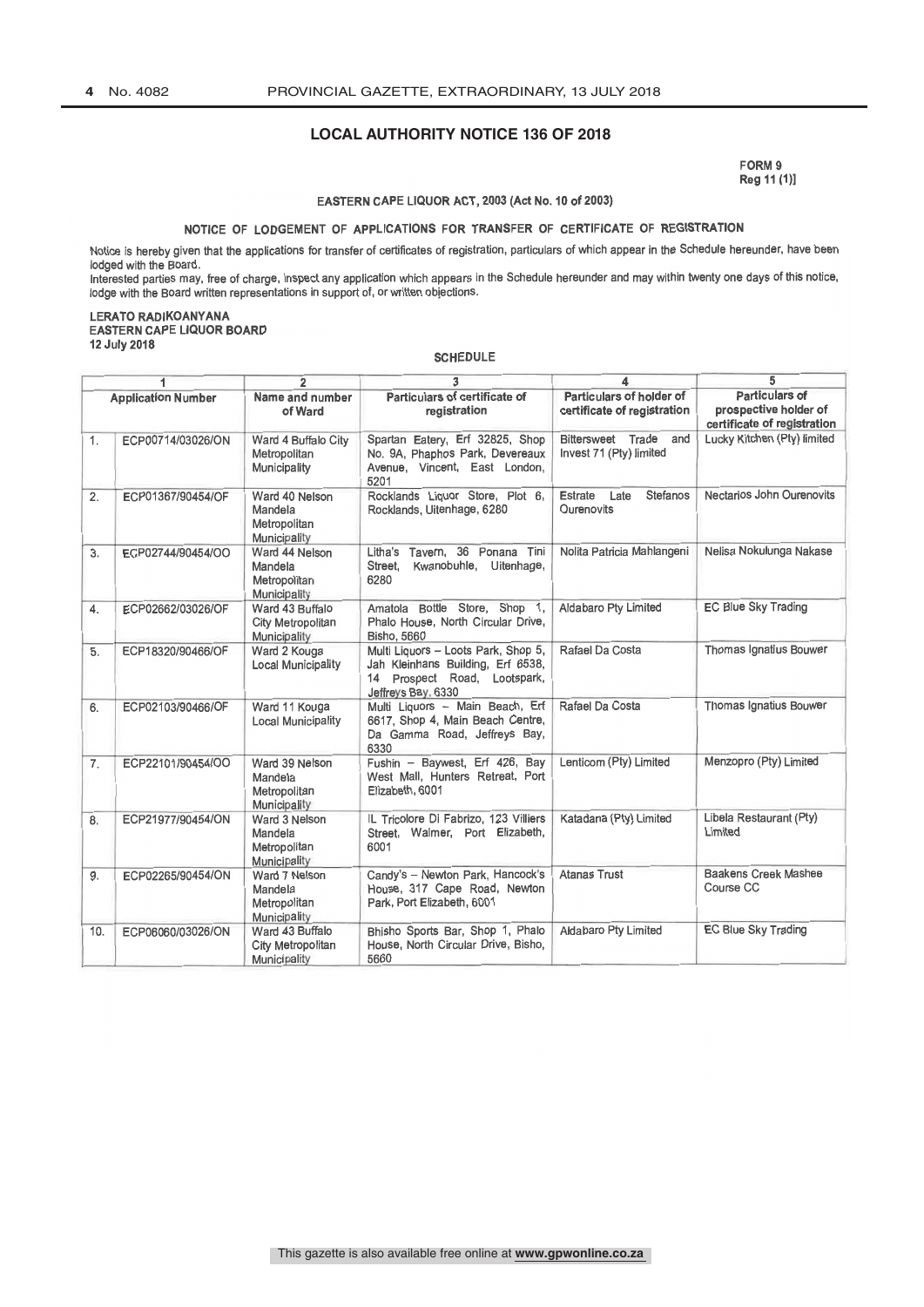## LOCAL AUTHORITY NOTICE 136 OF 2018

FORM 9
Reg 11 (1)]

EASTERN CAPE LIQUOR ACT, 2003 (Act No. 10 of 2003)

### NOTICE OF LODGEMENT OF APPLICATIONS FOR TRANSFER OF CERTIFICATE OF REGISTRATION

Notice is hereby given that the applications for transfer of certificates of registration, particulars of which appear in the Schedule hereunder, have been lodged with the Board.

Interested parties may, free of charge, inspect any application which appears in the Schedule hereunder and may within twenty one days of this notice, lodge with the Board written representations in support of, or written objections.

**LERATO RADIKOANYANA**
**EASTERN CAPE LIQUOR BOARD**
**12 July 2018**

SCHEDULE

| 1 | | 2 | 3 | 4 | 5 |
|---|---|---|---|---|---|
| **Application Number** | | **Name and number of Ward** | **Particulars of certificate of registration** | **Particulars of holder of certificate of registration** | **Particulars of prospective holder of certificate of registration** |
| 1. | ECP00714/03026/ON | Ward 4 Buffalo City Metropolitan Municipality | Spartan Eatery, Erf 32825, Shop No. 9A, Phaphos Park, Devereaux Avenue, Vincent, East London, 5201 | Bittersweet Trade and Invest 71 (Pty) limited | Lucky Kitchen (Pty) limited |
| 2. | ECP01367/90454/OF | Ward 40 Nelson Mandela Metropolitan Municipality | Rocklands Liquor Store, Plot 6, Rocklands, Uitenhage, 6280 | Estrate Late Stefanos Ourenovits | Nectarios John Ourenovits |
| 3. | ECP02744/90454/OO | Ward 44 Nelson Mandela Metropolitan Municipality | Litha's Tavern, 36 Ponana Tini Street, Kwanobuhle, Uitenhage, 6280 | Nolita Patricia Mahlangeni | Nelisa Nokulunga Nakase |
| 4. | ECP02662/03026/OF | Ward 43 Buffalo City Metropolitan Municipality | Amatola Bottle Store, Shop 1, Phalo House, North Circular Drive, Bisho, 5660 | Aldabaro Pty Limited | EC Blue Sky Trading |
| 5. | ECP18320/90466/OF | Ward 2 Kouga Local Municipality | Multi Liquors – Loots Park, Shop 5, Jah Kleinhans Building, Erf 6538, 14 Prospect Road, Lootspark, Jeffreys Bay, 6330 | Rafael Da Costa | Thomas Ignatius Bouwer |
| 6. | ECP02103/90466/OF | Ward 11 Kouga Local Municipality | Multi Liquors – Main Beach, Erf 6617, Shop 4, Main Beach Centre, Da Gamma Road, Jeffreys Bay, 6330 | Rafael Da Costa | Thomas Ignatius Bouwer |
| 7. | ECP22101/90454/OO | Ward 39 Nelson Mandela Metropolitan Municipality | Fushin – Baywest, Erf 426, Bay West Mall, Hunters Retreat, Port Elizabeth, 6001 | Lenticom (Pty) Limited | Menzopro (Pty) Limited |
| 8. | ECP21977/90454/ON | Ward 3 Nelson Mandela Metropolitan Municipality | IL Tricolore Di Fabrizo, 123 Villiers Street, Walmer, Port Elizabeth, 6001 | Katadana (Pty) Limited | Libela Restaurant (Pty) Limited |
| 9. | ECP02265/90454/ON | Ward 7 Nelson Mandela Metropolitan Municipality | Candy's – Newton Park, Hancock's House, 317 Cape Road, Newton Park, Port Elizabeth, 6001 | Atanas Trust | Baakens Creek Mashee Course CC |
| 10. | ECP06060/03026/ON | Ward 43 Buffalo City Metropolitan Municipality | Bhisho Sports Bar, Shop 1, Phalo House, North Circular Drive, Bisho, 5660 | Aldabaro Pty Limited | EC Blue Sky Trading |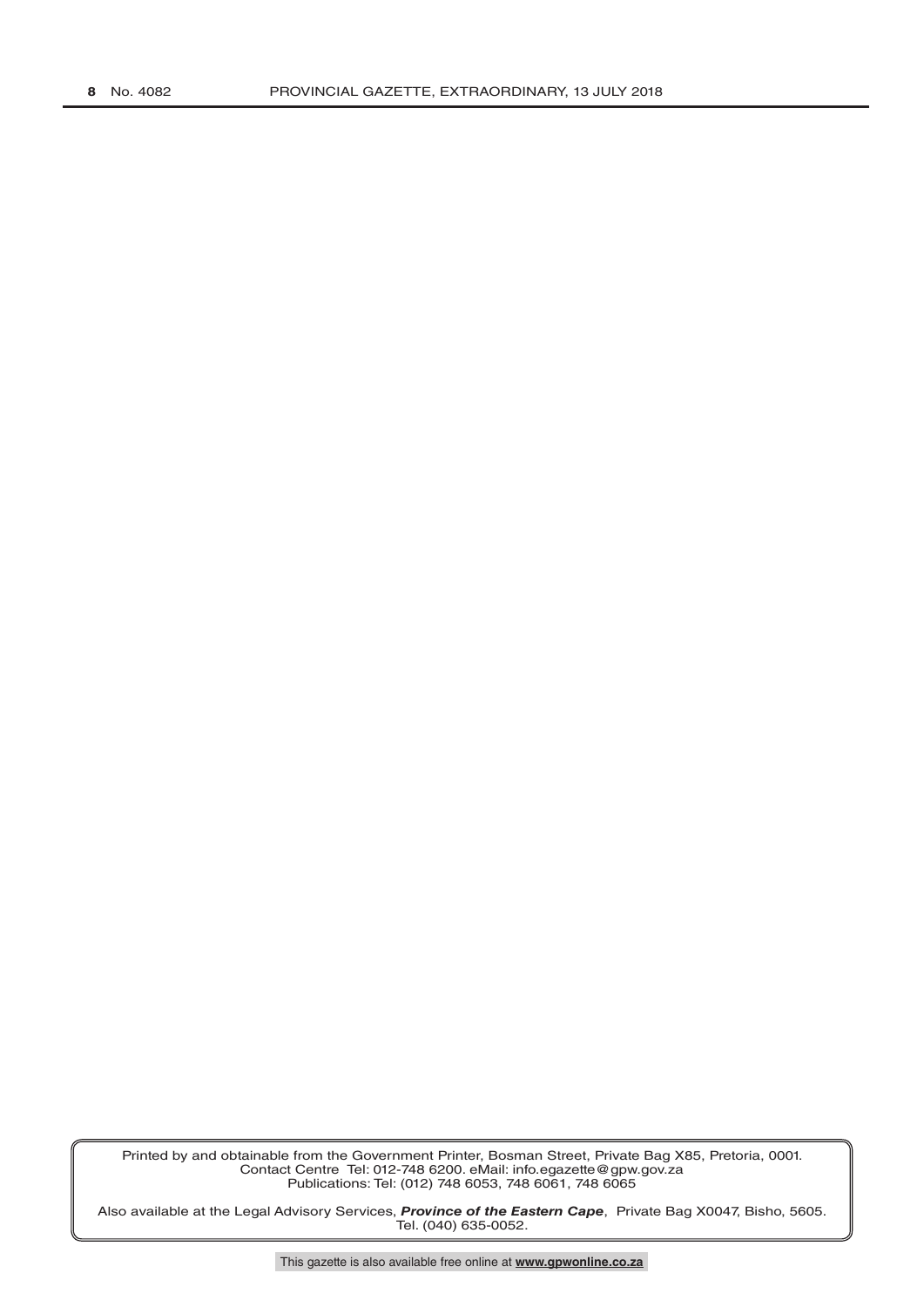Printed by and obtainable from the Government Printer, Bosman Street, Private Bag X85, Pretoria, 0001.
Contact Centre Tel: 012-748 6200. eMail: info.egazette@gpw.gov.za
Publications: Tel: (012) 748 6053, 748 6061, 748 6065

Also available at the Legal Advisory Services, ***Province of the Eastern Cape***, Private Bag X0047, Bisho, 5605.
Tel. (040) 635-0052.